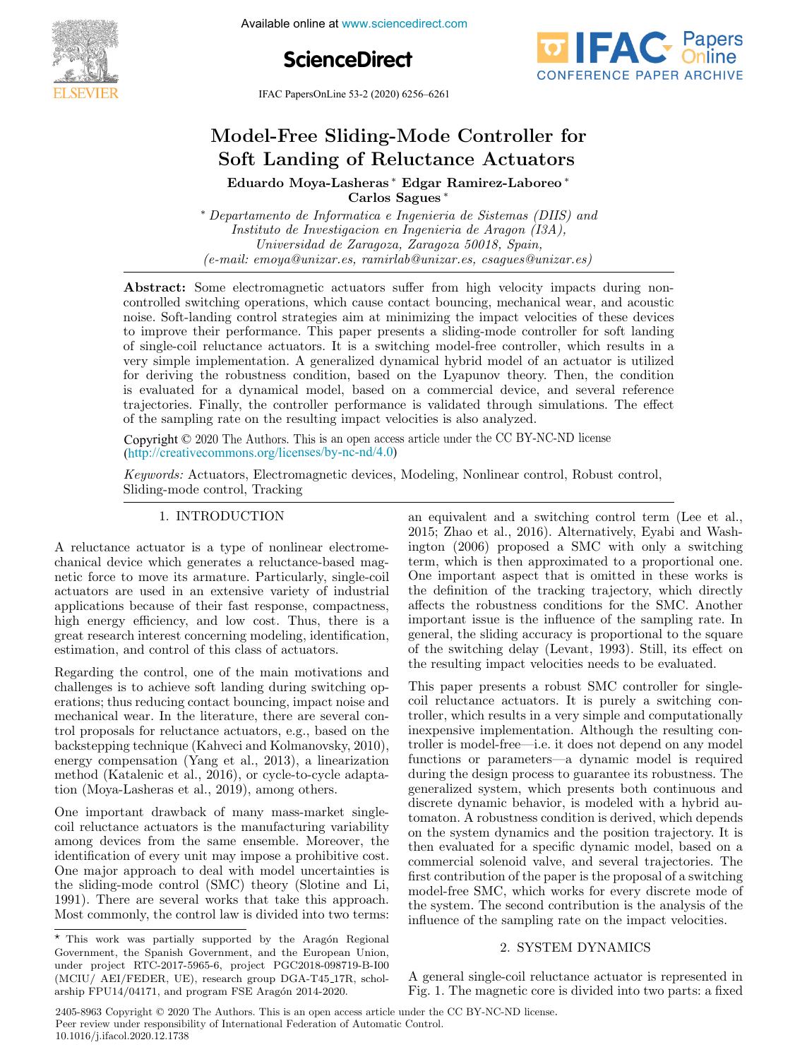# Model-Free Sliding-Mode Controller for Soft Landing of Reluctance Actuators

**Eduardo Moya-Lasheras** * **Edgar Ramirez-Laboreo** * **Carlos Sagues** *

\* *Departamento de Informatica e Ingenieria de Sistemas (DIIS) and Instituto de Investigacion en Ingenieria de Aragon (I3A), Universidad de Zaragoza, Zaragoza 50018, Spain, (e-mail: emoya@unizar.es, ramirlab@unizar.es, csagues@unizar.es)*

**Abstract:** Some electromagnetic actuators suffer from high velocity impacts during non-controlled switching operations, which cause contact bouncing, mechanical wear, and acoustic noise. Soft-landing control strategies aim at minimizing the impact velocities of these devices to improve their performance. This paper presents a sliding-mode controller for soft landing of single-coil reluctance actuators. It is a switching model-free controller, which results in a very simple implementation. A generalized dynamical hybrid model of an actuator is utilized for deriving the robustness condition, based on the Lyapunov theory. Then, the condition is evaluated for a dynamical model, based on a commercial device, and several reference trajectories. Finally, the controller performance is validated through simulations. The effect of the sampling rate on the resulting impact velocities is also analyzed.

Copyright © 2020 The Authors. This is an open access article under the CC BY-NC-ND license (http://creativecommons.org/licenses/by-nc-nd/4.0)

*Keywords:* Actuators, Electromagnetic devices, Modeling, Nonlinear control, Robust control, Sliding-mode control, Tracking

## 1. INTRODUCTION

A reluctance actuator is a type of nonlinear electromechanical device which generates a reluctance-based magnetic force to move its armature. Particularly, single-coil actuators are used in an extensive variety of industrial applications because of their fast response, compactness, high energy efficiency, and low cost. Thus, there is a great research interest concerning modeling, identification, estimation, and control of this class of actuators.

Regarding the control, one of the main motivations and challenges is to achieve soft landing during switching operations; thus reducing contact bouncing, impact noise and mechanical wear. In the literature, there are several control proposals for reluctance actuators, e.g., based on the backstepping technique (Kahveci and Kolmanovsky, 2010), energy compensation (Yang et al., 2013), a linearization method (Katalenic et al., 2016), or cycle-to-cycle adaptation (Moya-Lasheras et al., 2019), among others.

One important drawback of many mass-market single-coil reluctance actuators is the manufacturing variability among devices from the same ensemble. Moreover, the identification of every unit may impose a prohibitive cost. One major approach to deal with model uncertainties is the sliding-mode control (SMC) theory (Slotine and Li, 1991). There are several works that take this approach. Most commonly, the control law is divided into two terms: an equivalent and a switching control term (Lee et al., 2015; Zhao et al., 2016). Alternatively, Eyabi and Washington (2006) proposed a SMC with only a switching term, which is then approximated to a proportional one. One important aspect that is omitted in these works is the definition of the tracking trajectory, which directly affects the robustness conditions for the SMC. Another important issue is the influence of the sampling rate. In general, the sliding accuracy is proportional to the square of the switching delay (Levant, 1993). Still, its effect on the resulting impact velocities needs to be evaluated.

This paper presents a robust SMC controller for single-coil reluctance actuators. It is purely a switching controller, which results in a very simple and computationally inexpensive implementation. Although the resulting controller is model-free—i.e. it does not depend on any model functions or parameters—a dynamic model is required during the design process to guarantee its robustness. The generalized system, which presents both continuous and discrete dynamic behavior, is modeled with a hybrid automaton. A robustness condition is derived, which depends on the system dynamics and the position trajectory. It is then evaluated for a specific dynamic model, based on a commercial solenoid valve, and several trajectories. The first contribution of the paper is the proposal of a switching model-free SMC, which works for every discrete mode of the system. The second contribution is the analysis of the influence of the sampling rate on the impact velocities.

## 2. SYSTEM DYNAMICS

A general single-coil reluctance actuator is represented in Fig. 1. The magnetic core is divided into two parts: a fixed

---

\* This work was partially supported by the Aragón Regional Government, the Spanish Government, and the European Union, under project RTC-2017-5965-6, project PGC2018-098719-B-I00 (MCIU/ AEI/FEDER, UE), research group DGA-T45_17R, scholarship FPU14/04171, and program FSE Aragón 2014-2020.

2405-8963 Copyright © 2020 The Authors. This is an open access article under the CC BY-NC-ND license.
Peer review under responsibility of International Federation of Automatic Control.
10.1016/j.ifacol.2020.12.1738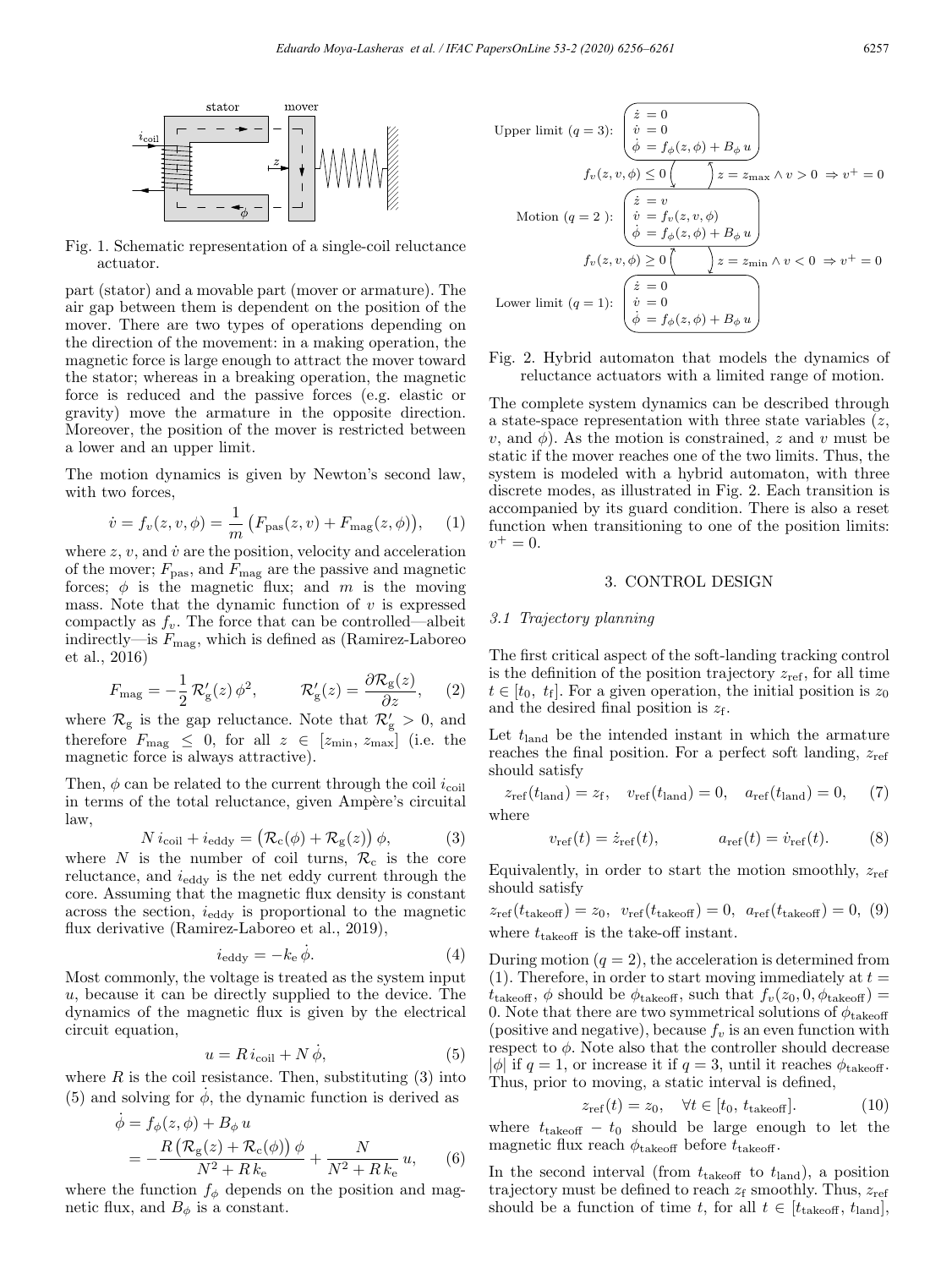Fig. 1. Schematic representation of a single-coil reluctance actuator.

part (stator) and a movable part (mover or armature). The air gap between them is dependent on the position of the mover. There are two types of operations depending on the direction of the movement: in a making operation, the magnetic force is large enough to attract the mover toward the stator; whereas in a breaking operation, the magnetic force is reduced and the passive forces (e.g. elastic or gravity) move the armature in the opposite direction. Moreover, the position of the mover is restricted between a lower and an upper limit.

The motion dynamics is given by Newton's second law, with two forces,

$$\dot{v} = f_v(z, v, \phi) = \frac{1}{m}\left(F_{\text{pas}}(z, v) + F_{\text{mag}}(z, \phi)\right), \quad (1)$$

where $z$, $v$, and $\dot{v}$ are the position, velocity and acceleration of the mover; $F_{\text{pas}}$, and $F_{\text{mag}}$ are the passive and magnetic forces; $\phi$ is the magnetic flux; and $m$ is the moving mass. Note that the dynamic function of $v$ is expressed compactly as $f_v$. The force that can be controlled—albeit indirectly—is $F_{\text{mag}}$, which is defined as (Ramirez-Laboreo et al., 2016)

$$F_{\text{mag}} = -\frac{1}{2}\,\mathcal{R}_{\text{g}}'(z)\,\phi^2, \qquad \mathcal{R}_{\text{g}}'(z) = \frac{\partial \mathcal{R}_{\text{g}}(z)}{\partial z}, \quad (2)$$

where $\mathcal{R}_{\text{g}}$ is the gap reluctance. Note that $\mathcal{R}_{\text{g}}' > 0$, and therefore $F_{\text{mag}} \leq 0$, for all $z \in [z_{\min}, z_{\max}]$ (i.e. the magnetic force is always attractive).

Then, $\phi$ can be related to the current through the coil $i_{\text{coil}}$ in terms of the total reluctance, given Ampère's circuital law,

$$N\,i_{\text{coil}} + i_{\text{eddy}} = \left(\mathcal{R}_{\text{c}}(\phi) + \mathcal{R}_{\text{g}}(z)\right)\phi, \quad (3)$$

where $N$ is the number of coil turns, $\mathcal{R}_{\text{c}}$ is the core reluctance, and $i_{\text{eddy}}$ is the net eddy current through the core. Assuming that the magnetic flux density is constant across the section, $i_{\text{eddy}}$ is proportional to the magnetic flux derivative (Ramirez-Laboreo et al., 2019),

$$i_{\text{eddy}} = -k_{\text{e}}\,\dot{\phi}. \quad (4)$$

Most commonly, the voltage is treated as the system input $u$, because it can be directly supplied to the device. The dynamics of the magnetic flux is given by the electrical circuit equation,

$$u = R\,i_{\text{coil}} + N\,\dot{\phi}, \quad (5)$$

where $R$ is the coil resistance. Then, substituting (3) into (5) and solving for $\dot{\phi}$, the dynamic function is derived as

$$\begin{aligned}\dot{\phi} &= f_\phi(z, \phi) + B_\phi\,u \\ &= -\frac{R\left(\mathcal{R}_{\text{g}}(z) + \mathcal{R}_{\text{c}}(\phi)\right)\phi}{N^2 + R\,k_{\text{e}}} + \frac{N}{N^2 + R\,k_{\text{e}}}\,u, \quad (6)\end{aligned}$$

where the function $f_\phi$ depends on the position and magnetic flux, and $B_\phi$ is a constant.

Upper limit ($q = 3$): $\dot{z} = 0$, $\dot{v} = 0$, $\dot{\phi} = f_\phi(z, \phi) + B_\phi\,u$

$f_v(z, v, \phi) \leq 0$ ; $z = z_{\max} \wedge v > 0 \Rightarrow v^+ = 0$

Motion ($q = 2$): $\dot{z} = v$, $\dot{v} = f_v(z, v, \phi)$, $\dot{\phi} = f_\phi(z, \phi) + B_\phi\,u$

$f_v(z, v, \phi) \geq 0$ ; $z = z_{\min} \wedge v < 0 \Rightarrow v^+ = 0$

Lower limit ($q = 1$): $\dot{z} = 0$, $\dot{v} = 0$, $\dot{\phi} = f_\phi(z, \phi) + B_\phi\,u$

Fig. 2. Hybrid automaton that models the dynamics of reluctance actuators with a limited range of motion.

The complete system dynamics can be described through a state-space representation with three state variables ($z$, $v$, and $\phi$). As the motion is constrained, $z$ and $v$ must be static if the mover reaches one of the two limits. Thus, the system is modeled with a hybrid automaton, with three discrete modes, as illustrated in Fig. 2. Each transition is accompanied by its guard condition. There is also a reset function when transitioning to one of the position limits: $v^+ = 0$.

## 3. CONTROL DESIGN

### 3.1 Trajectory planning

The first critical aspect of the soft-landing tracking control is the definition of the position trajectory $z_{\text{ref}}$, for all time $t \in [t_0,\ t_{\text{f}}]$. For a given operation, the initial position is $z_0$ and the desired final position is $z_{\text{f}}$.

Let $t_{\text{land}}$ be the intended instant in which the armature reaches the final position. For a perfect soft landing, $z_{\text{ref}}$ should satisfy

$$z_{\text{ref}}(t_{\text{land}}) = z_{\text{f}}, \quad v_{\text{ref}}(t_{\text{land}}) = 0, \quad a_{\text{ref}}(t_{\text{land}}) = 0, \quad (7)$$

where

$$v_{\text{ref}}(t) = \dot{z}_{\text{ref}}(t), \qquad a_{\text{ref}}(t) = \dot{v}_{\text{ref}}(t). \quad (8)$$

Equivalently, in order to start the motion smoothly, $z_{\text{ref}}$ should satisfy

$$z_{\text{ref}}(t_{\text{takeoff}}) = z_0, \ \ v_{\text{ref}}(t_{\text{takeoff}}) = 0, \ \ a_{\text{ref}}(t_{\text{takeoff}}) = 0, \ (9)$$

where $t_{\text{takeoff}}$ is the take-off instant.

During motion ($q = 2$), the acceleration is determined from (1). Therefore, in order to start moving immediately at $t = t_{\text{takeoff}}$, $\phi$ should be $\phi_{\text{takeoff}}$, such that $f_v(z_0, 0, \phi_{\text{takeoff}}) = 0$. Note that there are two symmetrical solutions of $\phi_{\text{takeoff}}$ (positive and negative), because $f_v$ is an even function with respect to $\phi$. Note also that the controller should decrease $|\phi|$ if $q = 1$, or increase it if $q = 3$, until it reaches $\phi_{\text{takeoff}}$. Thus, prior to moving, a static interval is defined,

$$z_{\text{ref}}(t) = z_0, \quad \forall t \in [t_0,\ t_{\text{takeoff}}]. \quad (10)$$

where $t_{\text{takeoff}} - t_0$ should be large enough to let the magnetic flux reach $\phi_{\text{takeoff}}$ before $t_{\text{takeoff}}$.

In the second interval (from $t_{\text{takeoff}}$ to $t_{\text{land}}$), a position trajectory must be defined to reach $z_{\text{f}}$ smoothly. Thus, $z_{\text{ref}}$ should be a function of time $t$, for all $t \in [t_{\text{takeoff}},\ t_{\text{land}}]$,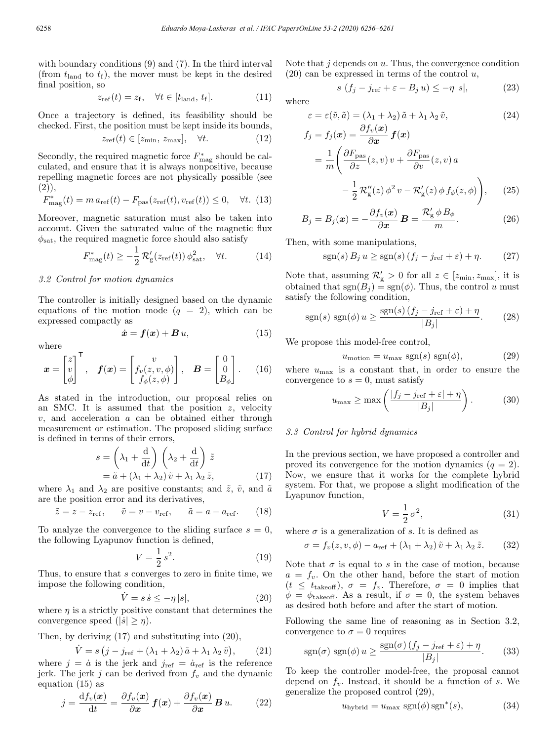with boundary conditions (9) and (7). In the third interval (from $t_{\text{land}}$ to $t_{\text{f}}$), the mover must be kept in the desired final position, so

$$z_{\text{ref}}(t) = z_{\text{f}}, \quad \forall t \in [t_{\text{land}},\, t_{\text{f}}]. \tag{11}$$

Once a trajectory is defined, its feasibility should be checked. First, the position must be kept inside its bounds,

$$z_{\text{ref}}(t) \in [z_{\min},\, z_{\max}], \quad \forall t. \tag{12}$$

Secondly, the required magnetic force $F^*_{\text{mag}}$ should be calculated, and ensure that it is always nonpositive, because repelling magnetic forces are not physically possible (see (2)),

$$F^*_{\text{mag}}(t) = m\, a_{\text{ref}}(t) - F_{\text{pas}}(z_{\text{ref}}(t), v_{\text{ref}}(t)) \leq 0, \quad \forall t. \tag{13}$$

Moreover, magnetic saturation must also be taken into account. Given the saturated value of the magnetic flux $\phi_{\text{sat}}$, the required magnetic force should also satisfy

$$F^*_{\text{mag}}(t) \geq -\frac{1}{2}\, \mathcal{R}'_{\text{g}}(z_{\text{ref}}(t))\, \phi^2_{\text{sat}}, \quad \forall t. \tag{14}$$

### 3.2 Control for motion dynamics

The controller is initially designed based on the dynamic equations of the motion mode ($q = 2$), which can be expressed compactly as

$$\dot{\boldsymbol{x}} = \boldsymbol{f}(\boldsymbol{x}) + \boldsymbol{B}\, u, \tag{15}$$

where

$$\boldsymbol{x} = \begin{bmatrix} z \\ v \\ \phi \end{bmatrix}^{\mathsf{T}}, \quad \boldsymbol{f}(\boldsymbol{x}) = \begin{bmatrix} v \\ f_v(z, v, \phi) \\ f_\phi(z, \phi) \end{bmatrix}, \quad \boldsymbol{B} = \begin{bmatrix} 0 \\ 0 \\ B_\phi \end{bmatrix}. \tag{16}$$

As stated in the introduction, our proposal relies on an SMC. It is assumed that the position $z$, velocity $v$, and acceleration $a$ can be obtained either through measurement or estimation. The proposed sliding surface is defined in terms of their errors,

$$\begin{aligned} s &= \left(\lambda_1 + \frac{\mathrm{d}}{\mathrm{d}t}\right)\left(\lambda_2 + \frac{\mathrm{d}}{\mathrm{d}t}\right) \tilde{z} \\ &= \tilde{a} + (\lambda_1 + \lambda_2)\, \tilde{v} + \lambda_1 \lambda_2\, \tilde{z}, \end{aligned} \tag{17}$$

where $\lambda_1$ and $\lambda_2$ are positive constants; and $\tilde{z}$, $\tilde{v}$, and $\tilde{a}$ are the position error and its derivatives,

$$\tilde{z} = z - z_{\text{ref}}, \qquad \tilde{v} = v - v_{\text{ref}}, \qquad \tilde{a} = a - a_{\text{ref}}. \tag{18}$$

To analyze the convergence to the sliding surface $s = 0$, the following Lyapunov function is defined,

$$V = \frac{1}{2}\, s^2. \tag{19}$$

Thus, to ensure that $s$ converges to zero in finite time, we impose the following condition,

$$\dot{V} = s\, \dot{s} \leq -\eta\, |s|, \tag{20}$$

where $\eta$ is a strictly positive constant that determines the convergence speed ($|\dot{s}| \geq \eta$).

Then, by deriving (17) and substituting into (20),

$$\dot{V} = s\left(j - j_{\text{ref}} + (\lambda_1 + \lambda_2)\, \tilde{a} + \lambda_1 \lambda_2\, \tilde{v}\right), \tag{21}$$

where $j = \dot{a}$ is the jerk and $j_{\text{ref}} = \dot{a}_{\text{ref}}$ is the reference jerk. The jerk $j$ can be derived from $f_v$ and the dynamic equation (15) as

$$j = \frac{\mathrm{d} f_v(\boldsymbol{x})}{\mathrm{d}t} = \frac{\partial f_v(\boldsymbol{x})}{\partial \boldsymbol{x}}\, \boldsymbol{f}(\boldsymbol{x}) + \frac{\partial f_v(\boldsymbol{x})}{\partial \boldsymbol{x}}\, \boldsymbol{B}\, u. \tag{22}$$

Note that $j$ depends on $u$. Thus, the convergence condition (20) can be expressed in terms of the control $u$,

$$s\, \left(f_j - j_{\text{ref}} + \varepsilon - B_j\, u\right) \leq -\eta\, |s|, \tag{23}$$

where

$$\varepsilon = \varepsilon(\tilde{v}, \tilde{a}) = (\lambda_1 + \lambda_2)\, \tilde{a} + \lambda_1 \lambda_2\, \tilde{v}, \tag{24}$$

$$\begin{aligned} f_j = f_j(\boldsymbol{x}) &= \frac{\partial f_v(\boldsymbol{x})}{\partial \boldsymbol{x}}\, \boldsymbol{f}(\boldsymbol{x}) \\ &= \frac{1}{m}\Bigg(\frac{\partial F_{\text{pas}}}{\partial z}(z, v)\, v + \frac{\partial F_{\text{pas}}}{\partial v}(z, v)\, a \\ &\qquad - \frac{1}{2}\, \mathcal{R}''_{\text{g}}(z)\, \phi^2\, v - \mathcal{R}'_{\text{g}}(z)\, \phi\, f_\phi(z, \phi)\Bigg), \end{aligned} \tag{25}$$

$$B_j = B_j(\boldsymbol{x}) = -\frac{\partial f_v(\boldsymbol{x})}{\partial \boldsymbol{x}}\, \boldsymbol{B} = \frac{\mathcal{R}'_{\text{g}}\, \phi\, B_\phi}{m}. \tag{26}$$

Then, with some manipulations,

$$\operatorname{sgn}(s)\, B_j\, u \geq \operatorname{sgn}(s)\, (f_j - j_{\text{ref}} + \varepsilon) + \eta. \tag{27}$$

Note that, assuming $\mathcal{R}'_{\text{g}} > 0$ for all $z \in [z_{\min}, z_{\max}]$, it is obtained that $\operatorname{sgn}(B_j) = \operatorname{sgn}(\phi)$. Thus, the control $u$ must satisfy the following condition,

$$\operatorname{sgn}(s)\, \operatorname{sgn}(\phi)\, u \geq \frac{\operatorname{sgn}(s)\, (f_j - j_{\text{ref}} + \varepsilon) + \eta}{|B_j|}. \tag{28}$$

We propose this model-free control,

$$u_{\text{motion}} = u_{\max}\, \operatorname{sgn}(s)\, \operatorname{sgn}(\phi), \tag{29}$$

where $u_{\max}$ is a constant that, in order to ensure the convergence to $s = 0$, must satisfy

$$u_{\max} \geq \max\left(\frac{|f_j - j_{\text{ref}} + \varepsilon| + \eta}{|B_j|}\right). \tag{30}$$

### 3.3 Control for hybrid dynamics

In the previous section, we have proposed a controller and proved its convergence for the motion dynamics ($q = 2$). Now, we ensure that it works for the complete hybrid system. For that, we propose a slight modification of the Lyapunov function,

$$V = \frac{1}{2}\, \sigma^2, \tag{31}$$

where $\sigma$ is a generalization of $s$. It is defined as

$$\sigma = f_v(z, v, \phi) - a_{\text{ref}} + (\lambda_1 + \lambda_2)\, \tilde{v} + \lambda_1 \lambda_2\, \tilde{z}. \tag{32}$$

Note that $\sigma$ is equal to $s$ in the case of motion, because $a = f_v$. On the other hand, before the start of motion ($t \leq t_{\text{takeoff}}$), $\sigma = f_v$. Therefore, $\sigma = 0$ implies that $\phi = \phi_{\text{takeoff}}$. As a result, if $\sigma = 0$, the system behaves as desired both before and after the start of motion.

Following the same line of reasoning as in Section 3.2, convergence to $\sigma = 0$ requires

$$\operatorname{sgn}(\sigma)\, \operatorname{sgn}(\phi)\, u \geq \frac{\operatorname{sgn}(\sigma)\, (f_j - j_{\text{ref}} + \varepsilon) + \eta}{|B_j|}. \tag{33}$$

To keep the controller model-free, the proposal cannot depend on $f_v$. Instead, it should be a function of $s$. We generalize the proposed control (29),

$$u_{\text{hybrid}} = u_{\max}\, \operatorname{sgn}(\phi)\, \operatorname{sgn}^*(s), \tag{34}$$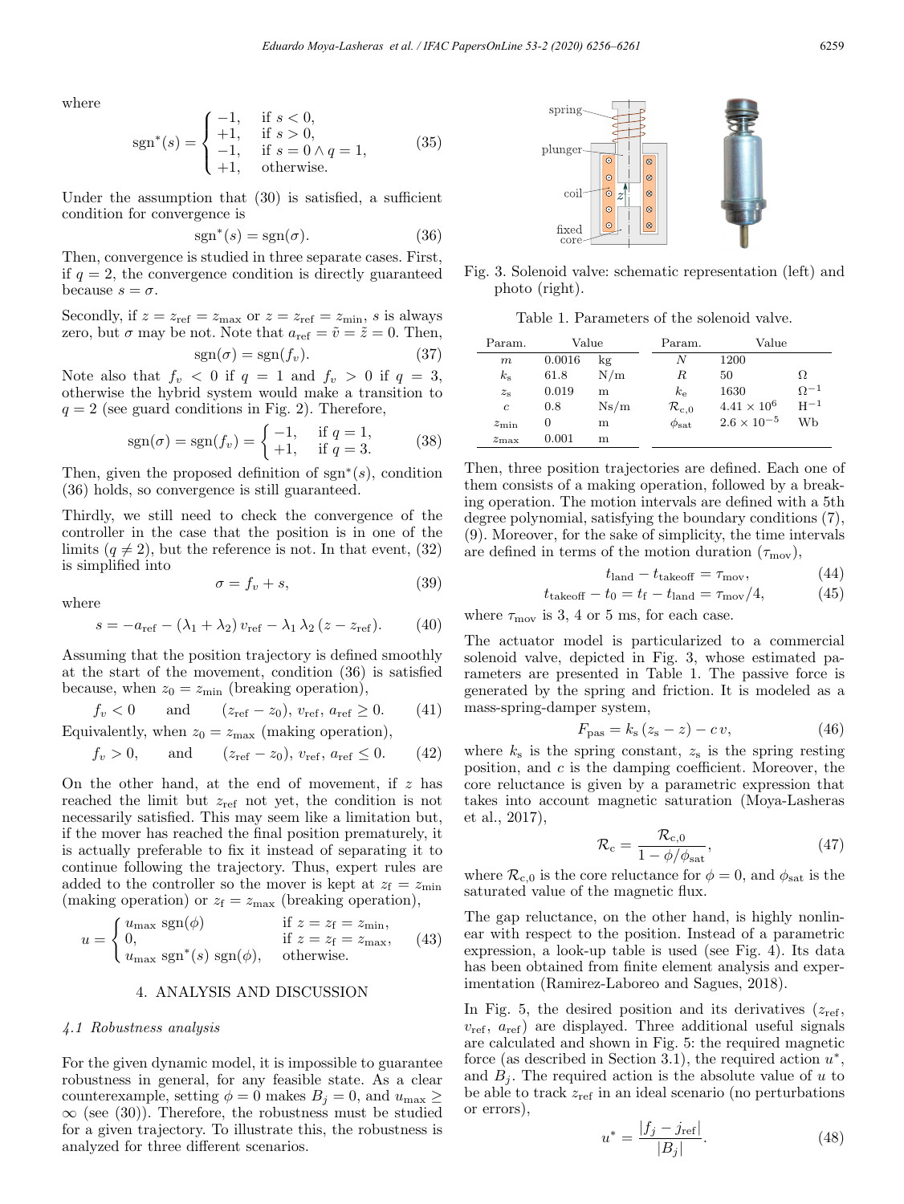where

$$\operatorname{sgn}^*(s) = \begin{cases} -1, & \text{if } s < 0, \\ +1, & \text{if } s > 0, \\ -1, & \text{if } s = 0 \wedge q = 1, \\ +1, & \text{otherwise.} \end{cases} \tag{35}$$

Under the assumption that (30) is satisfied, a sufficient condition for convergence is

$$\operatorname{sgn}^*(s) = \operatorname{sgn}(\sigma). \tag{36}$$

Then, convergence is studied in three separate cases. First, if $q = 2$, the convergence condition is directly guaranteed because $s = \sigma$.

Secondly, if $z = z_{\mathrm{ref}} = z_{\max}$ or $z = z_{\mathrm{ref}} = z_{\min}$, $s$ is always zero, but $\sigma$ may be not. Note that $a_{\mathrm{ref}} = \tilde{v} = \tilde{z} = 0$. Then,

$$\operatorname{sgn}(\sigma) = \operatorname{sgn}(f_v). \tag{37}$$

Note also that $f_v < 0$ if $q = 1$ and $f_v > 0$ if $q = 3$, otherwise the hybrid system would make a transition to $q = 2$ (see guard conditions in Fig. 2). Therefore,

$$\operatorname{sgn}(\sigma) = \operatorname{sgn}(f_v) = \begin{cases} -1, & \text{if } q = 1, \\ +1, & \text{if } q = 3. \end{cases} \tag{38}$$

Then, given the proposed definition of $\operatorname{sgn}^*(s)$, condition (36) holds, so convergence is still guaranteed.

Thirdly, we still need to check the convergence of the controller in the case that the position is in one of the limits ($q \neq 2$), but the reference is not. In that event, (32) is simplified into

$$\sigma = f_v + s, \tag{39}$$

where

$$s = -a_{\mathrm{ref}} - (\lambda_1 + \lambda_2)\, v_{\mathrm{ref}} - \lambda_1 \lambda_2 \,(z - z_{\mathrm{ref}}). \tag{40}$$

Assuming that the position trajectory is defined smoothly at the start of the movement, condition (36) is satisfied because, when $z_0 = z_{\min}$ (breaking operation),

$$f_v < 0 \quad \text{and} \quad (z_{\mathrm{ref}} - z_0),\, v_{\mathrm{ref}},\, a_{\mathrm{ref}} \geq 0. \tag{41}$$

Equivalently, when $z_0 = z_{\max}$ (making operation),

$$f_v > 0, \quad \text{and} \quad (z_{\mathrm{ref}} - z_0),\, v_{\mathrm{ref}},\, a_{\mathrm{ref}} \leq 0. \tag{42}$$

On the other hand, at the end of movement, if $z$ has reached the limit but $z_{\mathrm{ref}}$ not yet, the condition is not necessarily satisfied. This may seem like a limitation but, if the mover has reached the final position prematurely, it is actually preferable to fix it instead of separating it to continue following the trajectory. Thus, expert rules are added to the controller so the mover is kept at $z_{\mathrm{f}} = z_{\min}$ (making operation) or $z_{\mathrm{f}} = z_{\max}$ (breaking operation),

$$u = \begin{cases} u_{\max} \operatorname{sgn}(\phi) & \text{if } z = z_{\mathrm{f}} = z_{\min}, \\ 0, & \text{if } z = z_{\mathrm{f}} = z_{\max}, \\ u_{\max} \operatorname{sgn}^*(s) \operatorname{sgn}(\phi), & \text{otherwise.} \end{cases} \tag{43}$$

## 4. ANALYSIS AND DISCUSSION

### *4.1 Robustness analysis*

For the given dynamic model, it is impossible to guarantee robustness in general, for any feasible state. As a clear counterexample, setting $\phi = 0$ makes $B_j = 0$, and $u_{\max} \geq \infty$ (see (30)). Therefore, the robustness must be studied for a given trajectory. To illustrate this, the robustness is analyzed for three different scenarios.

Fig. 3. Solenoid valve: schematic representation (left) and photo (right).

Table 1. Parameters of the solenoid valve.

| Param. | Value | | Param. | Value | |
|---|---|---|---|---|---|
| $m$ | 0.0016 | kg | $N$ | 1200 | |
| $k_{\mathrm{s}}$ | 61.8 | N/m | $R$ | 50 | $\Omega$ |
| $z_{\mathrm{s}}$ | 0.019 | m | $k_{\mathrm{e}}$ | 1630 | $\Omega^{-1}$ |
| $c$ | 0.8 | Ns/m | $\mathcal{R}_{\mathrm{c},0}$ | $4.41 \times 10^6$ | $\mathrm{H}^{-1}$ |
| $z_{\min}$ | 0 | m | $\phi_{\mathrm{sat}}$ | $2.6 \times 10^{-5}$ | Wb |
| $z_{\max}$ | 0.001 | m | | | |

Then, three position trajectories are defined. Each one of them consists of a making operation, followed by a breaking operation. The motion intervals are defined with a 5th degree polynomial, satisfying the boundary conditions (7), (9). Moreover, for the sake of simplicity, the time intervals are defined in terms of the motion duration ($\tau_{\mathrm{mov}}$),

$$t_{\mathrm{land}} - t_{\mathrm{takeoff}} = \tau_{\mathrm{mov}}, \tag{44}$$

$$t_{\mathrm{takeoff}} - t_0 = t_{\mathrm{f}} - t_{\mathrm{land}} = \tau_{\mathrm{mov}}/4, \tag{45}$$

where $\tau_{\mathrm{mov}}$ is 3, 4 or 5 ms, for each case.

The actuator model is particularized to a commercial solenoid valve, depicted in Fig. 3, whose estimated parameters are presented in Table 1. The passive force is generated by the spring and friction. It is modeled as a mass-spring-damper system,

$$F_{\mathrm{pas}} = k_{\mathrm{s}}\,(z_{\mathrm{s}} - z) - c\, v, \tag{46}$$

where $k_{\mathrm{s}}$ is the spring constant, $z_{\mathrm{s}}$ is the spring resting position, and $c$ is the damping coefficient. Moreover, the core reluctance is given by a parametric expression that takes into account magnetic saturation (Moya-Lasheras et al., 2017),

$$\mathcal{R}_{\mathrm{c}} = \frac{\mathcal{R}_{\mathrm{c},0}}{1 - \phi/\phi_{\mathrm{sat}}}, \tag{47}$$

where $\mathcal{R}_{\mathrm{c},0}$ is the core reluctance for $\phi = 0$, and $\phi_{\mathrm{sat}}$ is the saturated value of the magnetic flux.

The gap reluctance, on the other hand, is highly nonlinear with respect to the position. Instead of a parametric expression, a look-up table is used (see Fig. 4). Its data has been obtained from finite element analysis and experimentation (Ramirez-Laboreo and Sagues, 2018).

In Fig. 5, the desired position and its derivatives ($z_{\mathrm{ref}}$, $v_{\mathrm{ref}}$, $a_{\mathrm{ref}}$) are displayed. Three additional useful signals are calculated and shown in Fig. 5: the required magnetic force (as described in Section 3.1), the required action $u^*$, and $B_j$. The required action is the absolute value of $u$ to be able to track $z_{\mathrm{ref}}$ in an ideal scenario (no perturbations or errors),

$$u^* = \frac{|f_j - j_{\mathrm{ref}}|}{|B_j|}. \tag{48}$$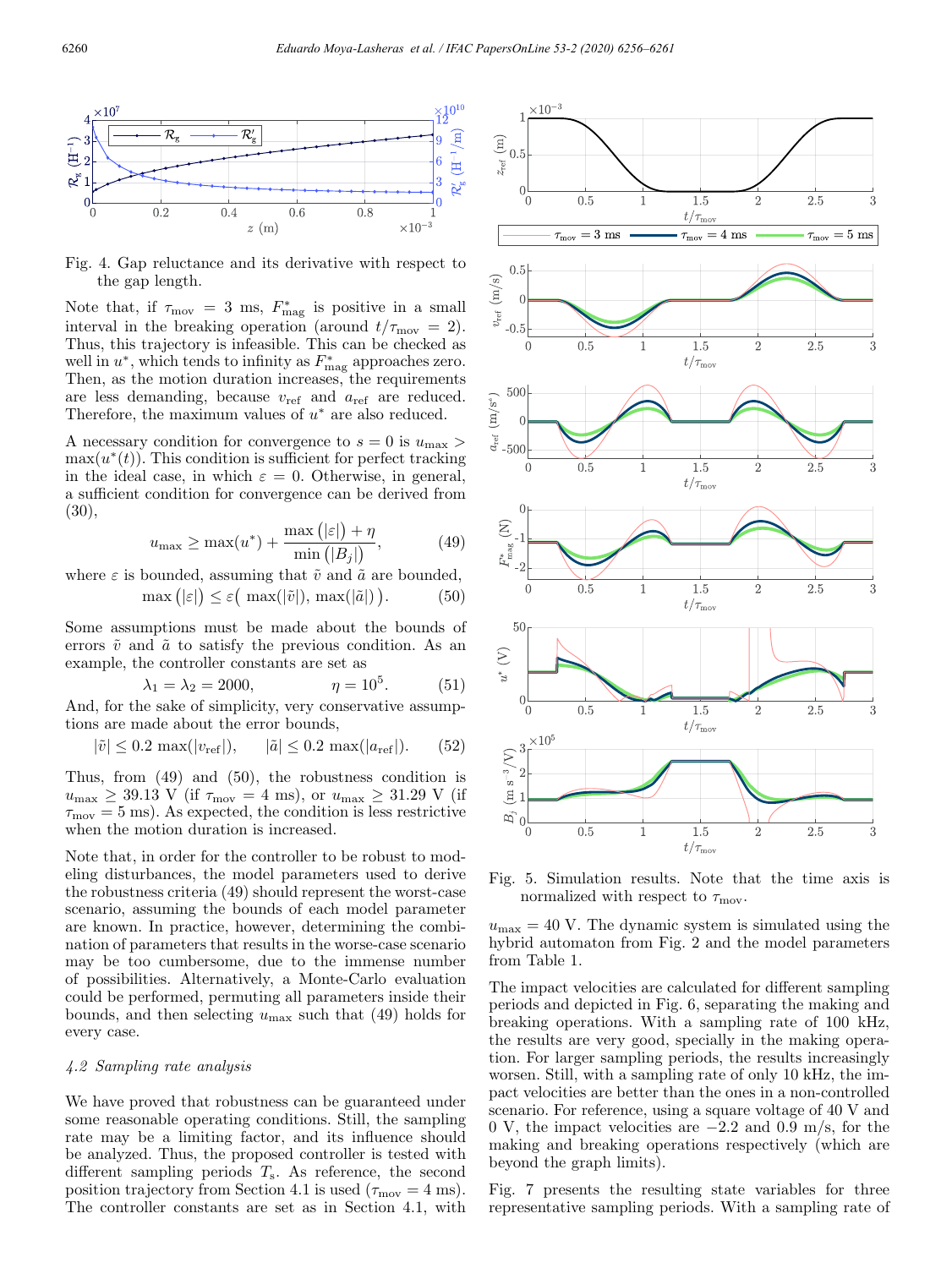Fig. 4. Gap reluctance and its derivative with respect to the gap length.

Note that, if $\tau_{\mathrm{mov}} = 3$ ms, $F^*_{\mathrm{mag}}$ is positive in a small interval in the breaking operation (around $t/\tau_{\mathrm{mov}} = 2$). Thus, this trajectory is infeasible. This can be checked as well in $u^*$, which tends to infinity as $F^*_{\mathrm{mag}}$ approaches zero. Then, as the motion duration increases, the requirements are less demanding, because $v_{\mathrm{ref}}$ and $a_{\mathrm{ref}}$ are reduced. Therefore, the maximum values of $u^*$ are also reduced.

A necessary condition for convergence to $s = 0$ is $u_{\max} > \max(u^*(t))$. This condition is sufficient for perfect tracking in the ideal case, in which $\varepsilon = 0$. Otherwise, in general, a sufficient condition for convergence can be derived from (30),

$$u_{\max} \geq \max(u^*) + \frac{\max\left(|\varepsilon|\right) + \eta}{\min\left(|B_j|\right)}, \tag{49}$$

where $\varepsilon$ is bounded, assuming that $\tilde{v}$ and $\tilde{a}$ are bounded,

$$\max\left(|\varepsilon|\right) \leq \varepsilon\big(\max(|\tilde{v}|), \max(|\tilde{a}|)\big). \tag{50}$$

Some assumptions must be made about the bounds of errors $\tilde{v}$ and $\tilde{a}$ to satisfy the previous condition. As an example, the controller constants are set as

$$\lambda_1 = \lambda_2 = 2000, \qquad \eta = 10^5. \tag{51}$$

And, for the sake of simplicity, very conservative assumptions are made about the error bounds,

$$|\tilde{v}| \leq 0.2 \max(|v_{\mathrm{ref}}|), \qquad |\tilde{a}| \leq 0.2 \max(|a_{\mathrm{ref}}|). \tag{52}$$

Thus, from (49) and (50), the robustness condition is $u_{\max} \geq 39.13$ V (if $\tau_{\mathrm{mov}} = 4$ ms), or $u_{\max} \geq 31.29$ V (if $\tau_{\mathrm{mov}} = 5$ ms). As expected, the condition is less restrictive when the motion duration is increased.

Note that, in order for the controller to be robust to modeling disturbances, the model parameters used to derive the robustness criteria (49) should represent the worst-case scenario, assuming the bounds of each model parameter are known. In practice, however, determining the combination of parameters that results in the worse-case scenario may be too cumbersome, due to the immense number of possibilities. Alternatively, a Monte-Carlo evaluation could be performed, permuting all parameters inside their bounds, and then selecting $u_{\max}$ such that (49) holds for every case.

### *4.2 Sampling rate analysis*

We have proved that robustness can be guaranteed under some reasonable operating conditions. Still, the sampling rate may be a limiting factor, and its influence should be analyzed. Thus, the proposed controller is tested with different sampling periods $T_s$. As reference, the second position trajectory from Section 4.1 is used ($\tau_{\mathrm{mov}} = 4$ ms). The controller constants are set as in Section 4.1, with $u_{\max} = 40$ V. The dynamic system is simulated using the hybrid automaton from Fig. 2 and the model parameters from Table 1.

Fig. 5. Simulation results. Note that the time axis is normalized with respect to $\tau_{\mathrm{mov}}$.

The impact velocities are calculated for different sampling periods and depicted in Fig. 6, separating the making and breaking operations. With a sampling rate of 100 kHz, the results are very good, specially in the making operation. For larger sampling periods, the results increasingly worsen. Still, with a sampling rate of only 10 kHz, the impact velocities are better than the ones in a non-controlled scenario. For reference, using a square voltage of 40 V and 0 V, the impact velocities are −2.2 and 0.9 m/s, for the making and breaking operations respectively (which are beyond the graph limits).

Fig. 7 presents the resulting state variables for three representative sampling periods. With a sampling rate of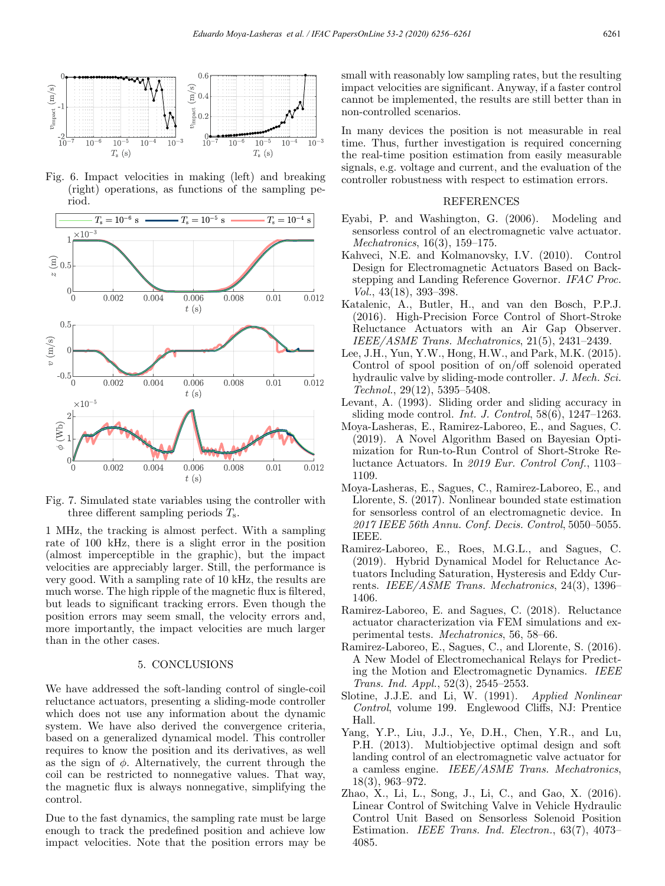0
-1
-2
$v_{\text{impact}}$ (m/s)
$10^{-7}$ $10^{-6}$ $10^{-5}$ $10^{-4}$ $10^{-3}$
$T_s$ (s)

0.6
0.4
0.2
0
$v_{\text{impact}}$ (m/s)
$10^{-7}$ $10^{-6}$ $10^{-5}$ $10^{-4}$ $10^{-3}$
$T_s$ (s)

Fig. 6. Impact velocities in making (left) and breaking (right) operations, as functions of the sampling period.

$T_s = 10^{-6}$ s $T_s = 10^{-5}$ s $T_s = 10^{-4}$ s

$\times 10^{-3}$
1
0.5
0
$z$ (m)
0 0.002 0.004 0.006 0.008 0.01 0.012
$t$ (s)

0.5
0
-0.5
$v$ (m/s)
0 0.002 0.004 0.006 0.008 0.01 0.012
$t$ (s)

$\times 10^{-5}$
2
1
0
$\phi$ (Wb)
0 0.002 0.004 0.006 0.008 0.01 0.012
$t$ (s)

Fig. 7. Simulated state variables using the controller with three different sampling periods $T_s$.

1 MHz, the tracking is almost perfect. With a sampling rate of 100 kHz, there is a slight error in the position (almost imperceptible in the graphic), but the impact velocities are appreciably larger. Still, the performance is very good. With a sampling rate of 10 kHz, the results are much worse. The high ripple of the magnetic flux is filtered, but leads to significant tracking errors. Even though the position errors may seem small, the velocity errors and, more importantly, the impact velocities are much larger than in the other cases.

## 5. CONCLUSIONS

We have addressed the soft-landing control of single-coil reluctance actuators, presenting a sliding-mode controller which does not use any information about the dynamic system. We have also derived the convergence criteria, based on a generalized dynamical model. This controller requires to know the position and its derivatives, as well as the sign of $\phi$. Alternatively, the current through the coil can be restricted to nonnegative values. That way, the magnetic flux is always nonnegative, simplifying the control.

Due to the fast dynamics, the sampling rate must be large enough to track the predefined position and achieve low impact velocities. Note that the position errors may be small with reasonably low sampling rates, but the resulting impact velocities are significant. Anyway, if a faster control cannot be implemented, the results are still better than in non-controlled scenarios.

In many devices the position is not measurable in real time. Thus, further investigation is required concerning the real-time position estimation from easily measurable signals, e.g. voltage and current, and the evaluation of the controller robustness with respect to estimation errors.

## REFERENCES

Eyabi, P. and Washington, G. (2006). Modeling and sensorless control of an electromagnetic valve actuator. *Mechatronics*, 16(3), 159–175.

Kahveci, N.E. and Kolmanovsky, I.V. (2010). Control Design for Electromagnetic Actuators Based on Backstepping and Landing Reference Governor. *IFAC Proc. Vol.*, 43(18), 393–398.

Katalenic, A., Butler, H., and van den Bosch, P.P.J. (2016). High-Precision Force Control of Short-Stroke Reluctance Actuators with an Air Gap Observer. *IEEE/ASME Trans. Mechatronics*, 21(5), 2431–2439.

Lee, J.H., Yun, Y.W., Hong, H.W., and Park, M.K. (2015). Control of spool position of on/off solenoid operated hydraulic valve by sliding-mode controller. *J. Mech. Sci. Technol.*, 29(12), 5395–5408.

Levant, A. (1993). Sliding order and sliding accuracy in sliding mode control. *Int. J. Control*, 58(6), 1247–1263.

Moya-Lasheras, E., Ramirez-Laboreo, E., and Sagues, C. (2019). A Novel Algorithm Based on Bayesian Optimization for Run-to-Run Control of Short-Stroke Reluctance Actuators. In *2019 Eur. Control Conf.*, 1103–1109.

Moya-Lasheras, E., Sagues, C., Ramirez-Laboreo, E., and Llorente, S. (2017). Nonlinear bounded state estimation for sensorless control of an electromagnetic device. In *2017 IEEE 56th Annu. Conf. Decis. Control*, 5050–5055. IEEE.

Ramirez-Laboreo, E., Roes, M.G.L., and Sagues, C. (2019). Hybrid Dynamical Model for Reluctance Actuators Including Saturation, Hysteresis and Eddy Currents. *IEEE/ASME Trans. Mechatronics*, 24(3), 1396–1406.

Ramirez-Laboreo, E. and Sagues, C. (2018). Reluctance actuator characterization via FEM simulations and experimental tests. *Mechatronics*, 56, 58–66.

Ramirez-Laboreo, E., Sagues, C., and Llorente, S. (2016). A New Model of Electromechanical Relays for Predicting the Motion and Electromagnetic Dynamics. *IEEE Trans. Ind. Appl.*, 52(3), 2545–2553.

Slotine, J.J.E. and Li, W. (1991). *Applied Nonlinear Control*, volume 199. Englewood Cliffs, NJ: Prentice Hall.

Yang, Y.P., Liu, J.J., Ye, D.H., Chen, Y.R., and Lu, P.H. (2013). Multiobjective optimal design and soft landing control of an electromagnetic valve actuator for a camless engine. *IEEE/ASME Trans. Mechatronics*, 18(3), 963–972.

Zhao, X., Li, L., Song, J., Li, C., and Gao, X. (2016). Linear Control of Switching Valve in Vehicle Hydraulic Control Unit Based on Sensorless Solenoid Position Estimation. *IEEE Trans. Ind. Electron.*, 63(7), 4073–4085.